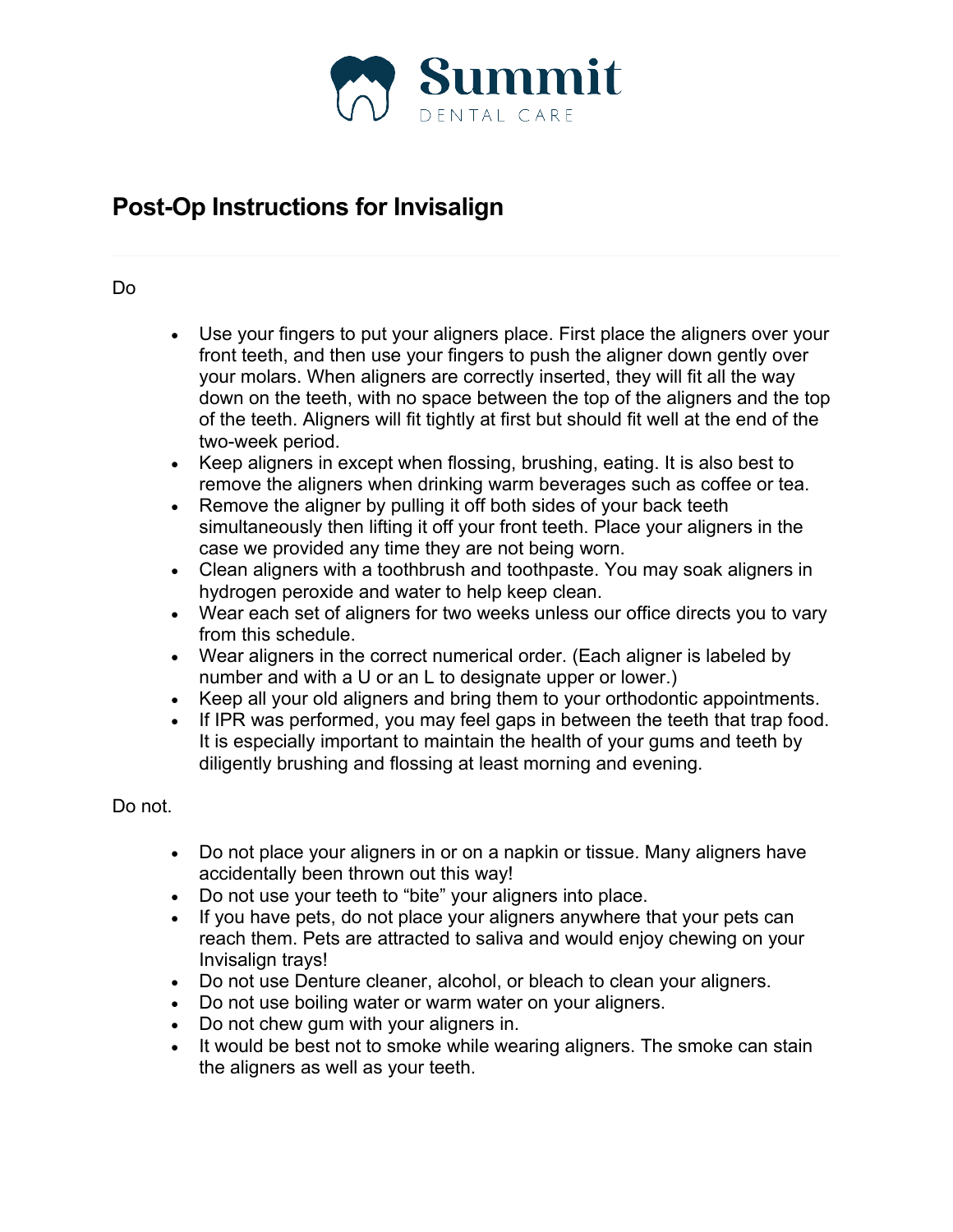Summit

DENTAL CARE

# Post-Op Instructions for Invisalign

Do

- Use your fingers to put your aligners place. First place the aligners over your front teeth, and then use your fingers to push the aligner down gently over your molars. When aligners are correctly inserted, they will fit all the way down on the teeth, with no space between the top of the aligners and the top of the teeth. Aligners will fit tightly at first but should fit well at the end of the two-week period.
- Keep aligners in except when flossing, brushing, eating. It is also best to remove the aligners when drinking warm beverages such as coffee or tea.
- Remove the aligner by pulling it off both sides of your back teeth simultaneously then lifting it off your front teeth. Place your aligners in the case we provided any time they are not being worn.
- Clean aligners with a toothbrush and toothpaste. You may soak aligners in hydrogen peroxide and water to help keep clean.
- Wear each set of aligners for two weeks unless our office directs you to vary from this schedule.
- Wear aligners in the correct numerical order. (Each aligner is labeled by number and with a U or an L to designate upper or lower.)
- Keep all your old aligners and bring them to your orthodontic appointments.
- If IPR was performed, you may feel gaps in between the teeth that trap food. It is especially important to maintain the health of your gums and teeth by diligently brushing and flossing at least morning and evening.

Do not.

- Do not place your aligners in or on a napkin or tissue. Many aligners have accidentally been thrown out this way!
- Do not use your teeth to “bite” your aligners into place.
- If you have pets, do not place your aligners anywhere that your pets can reach them. Pets are attracted to saliva and would enjoy chewing on your Invisalign trays!
- Do not use Denture cleaner, alcohol, or bleach to clean your aligners.
- Do not use boiling water or warm water on your aligners.
- Do not chew gum with your aligners in.
- It would be best not to smoke while wearing aligners. The smoke can stain the aligners as well as your teeth.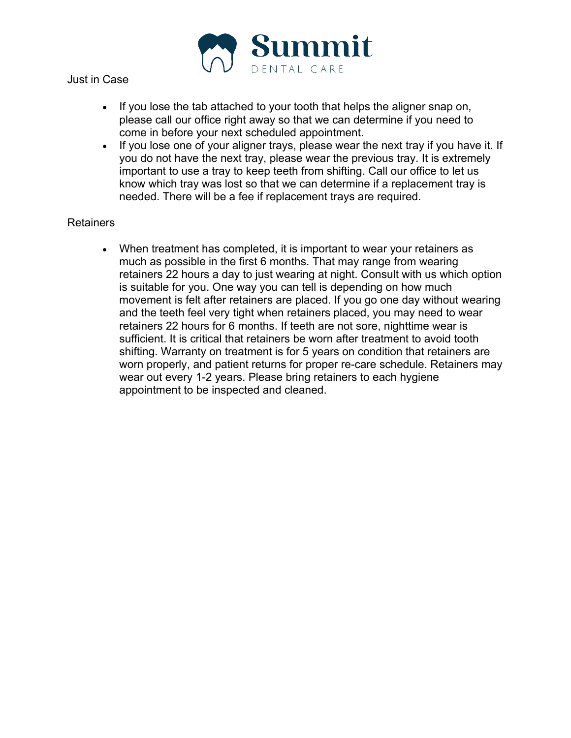Just in Case

- If you lose the tab attached to your tooth that helps the aligner snap on, please call our office right away so that we can determine if you need to come in before your next scheduled appointment.
- If you lose one of your aligner trays, please wear the next tray if you have it. If you do not have the next tray, please wear the previous tray. It is extremely important to use a tray to keep teeth from shifting. Call our office to let us know which tray was lost so that we can determine if a replacement tray is needed. There will be a fee if replacement trays are required.

Retainers

- When treatment has completed, it is important to wear your retainers as much as possible in the first 6 months. That may range from wearing retainers 22 hours a day to just wearing at night. Consult with us which option is suitable for you. One way you can tell is depending on how much movement is felt after retainers are placed. If you go one day without wearing and the teeth feel very tight when retainers placed, you may need to wear retainers 22 hours for 6 months. If teeth are not sore, nighttime wear is sufficient. It is critical that retainers be worn after treatment to avoid tooth shifting. Warranty on treatment is for 5 years on condition that retainers are worn properly, and patient returns for proper re-care schedule. Retainers may wear out every 1-2 years. Please bring retainers to each hygiene appointment to be inspected and cleaned.